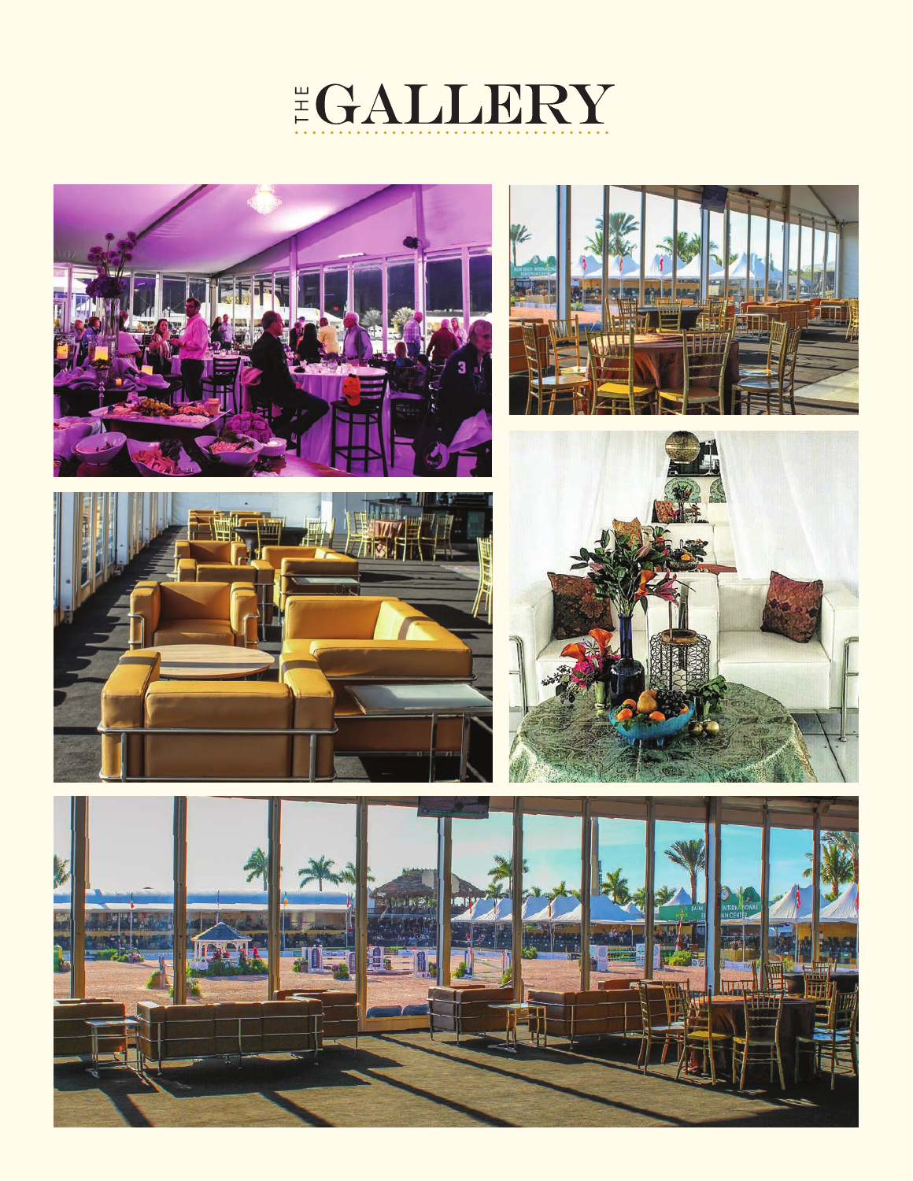# THE GALLERY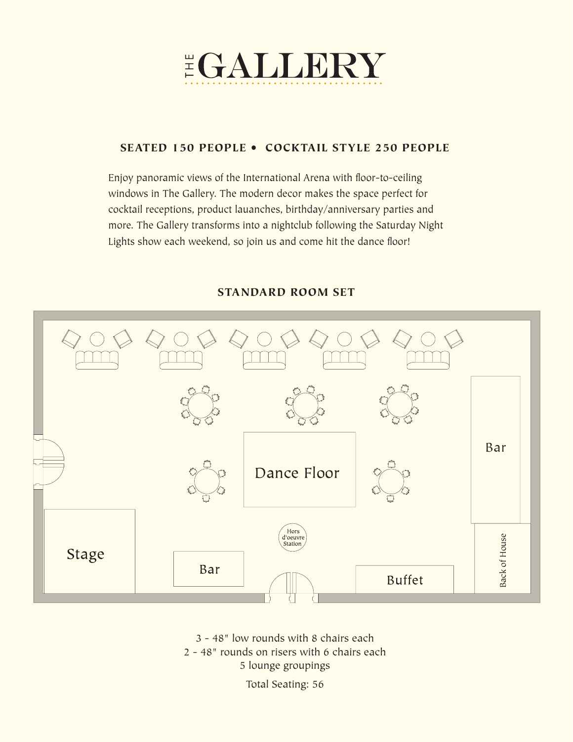# THE GALLERY

**SEATED 150 PEOPLE • COCKTAIL STYLE 250 PEOPLE**

Enjoy panoramic views of the International Arena with floor-to-ceiling windows in The Gallery. The modern decor makes the space perfect for cocktail receptions, product lauanches, birthday/anniversary parties and more. The Gallery transforms into a nightclub following the Saturday Night Lights show each weekend, so join us and come hit the dance floor!

## STANDARD ROOM SET

Dance Floor

Bar

Hors d'oeuvre Station

Stage

Bar

Buffet

Back of House

3 - 48" low rounds with 8 chairs each
2 - 48" rounds on risers with 6 chairs each
5 lounge groupings

Total Seating: 56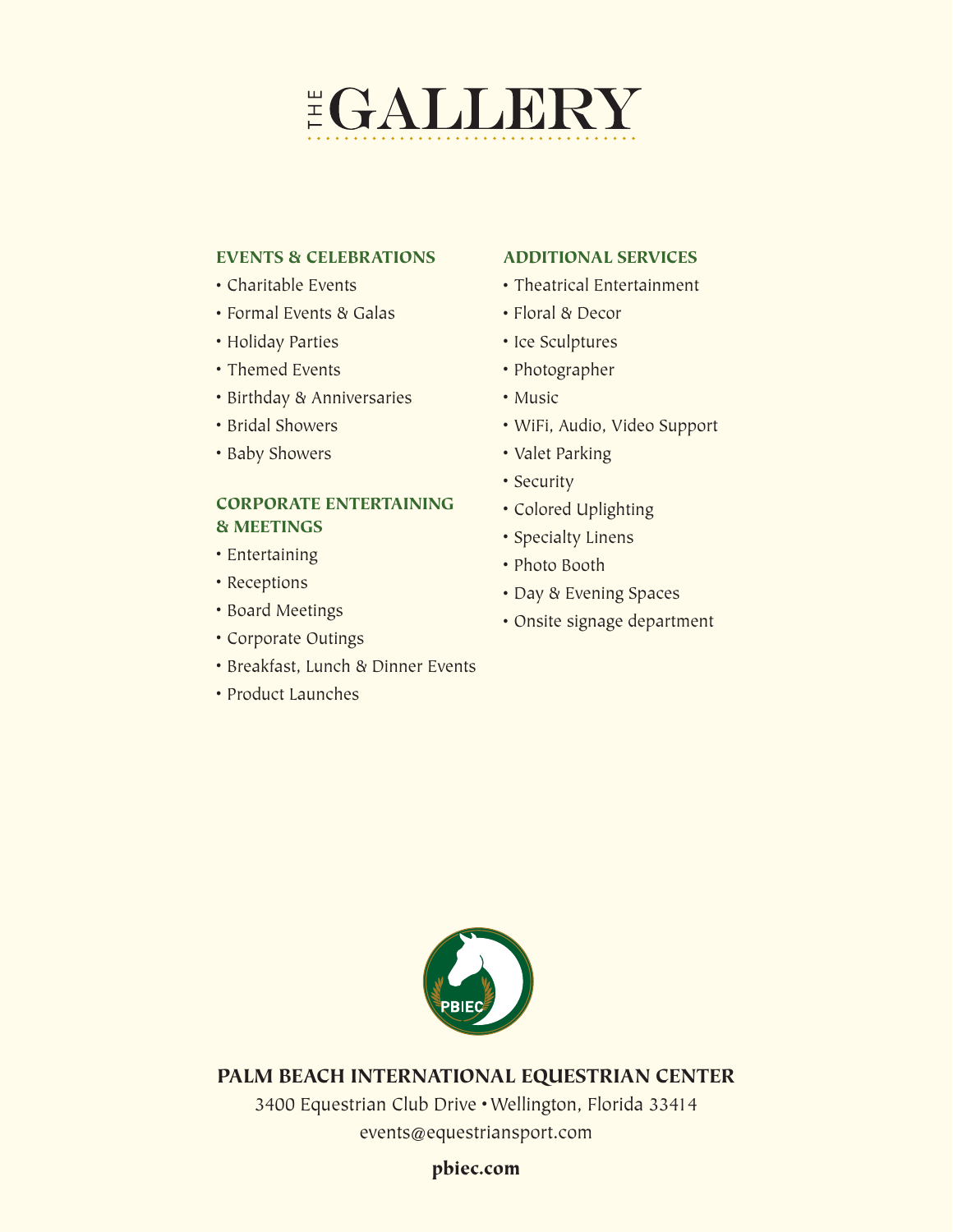# THE GALLERY

### EVENTS & CELEBRATIONS

- Charitable Events
- Formal Events & Galas
- Holiday Parties
- Themed Events
- Birthday & Anniversaries
- Bridal Showers
- Baby Showers

### CORPORATE ENTERTAINING & MEETINGS

- Entertaining
- Receptions
- Board Meetings
- Corporate Outings
- Breakfast, Lunch & Dinner Events
- Product Launches

### ADDITIONAL SERVICES

- Theatrical Entertainment
- Floral & Decor
- Ice Sculptures
- Photographer
- Music
- WiFi, Audio, Video Support
- Valet Parking
- Security
- Colored Uplighting
- Specialty Linens
- Photo Booth
- Day & Evening Spaces
- Onsite signage department

PBIEC

**PALM BEACH INTERNATIONAL EQUESTRIAN CENTER**

3400 Equestrian Club Drive • Wellington, Florida 33414

events@equestriansport.com

**pbiec.com**